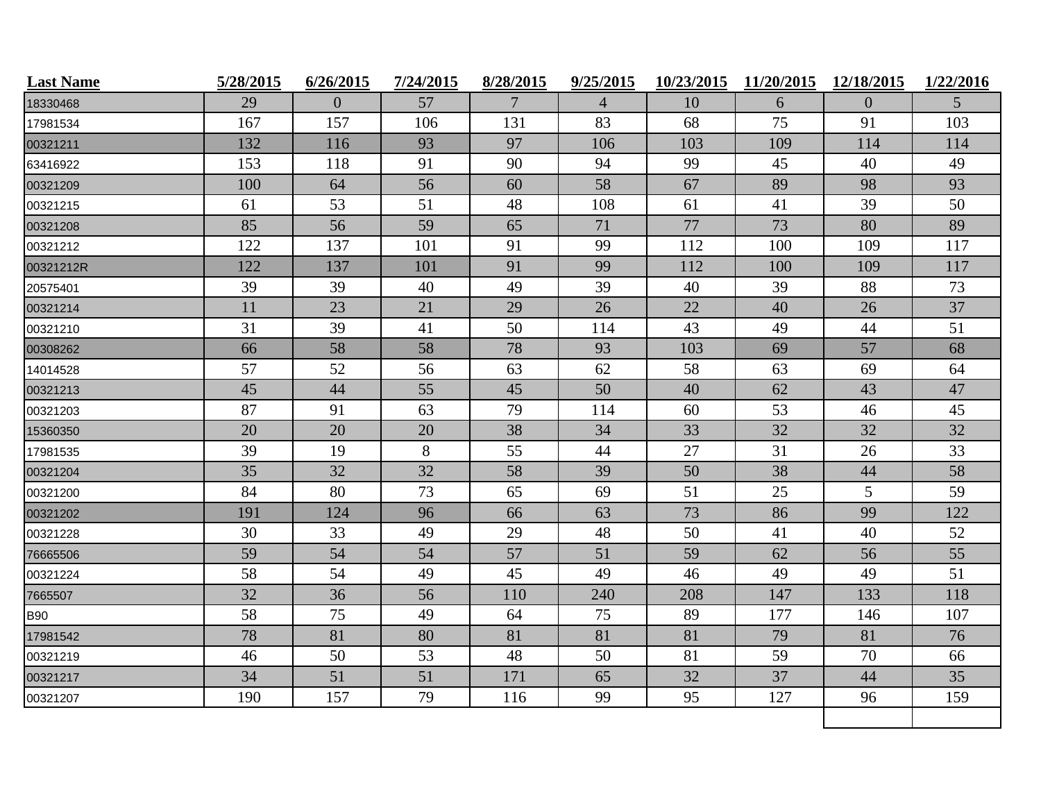| Last Name | 5/28/2015 | 6/26/2015 | 7/24/2015 | 8/28/2015 | 9/25/2015 | 10/23/2015 | 11/20/2015 | 12/18/2015 | 1/22/2016 |
|---|---|---|---|---|---|---|---|---|---|
| 18330468 | 29 | 0 | 57 | 7 | 4 | 10 | 6 | 0 | 5 |
| 17981534 | 167 | 157 | 106 | 131 | 83 | 68 | 75 | 91 | 103 |
| 00321211 | 132 | 116 | 93 | 97 | 106 | 103 | 109 | 114 | 114 |
| 63416922 | 153 | 118 | 91 | 90 | 94 | 99 | 45 | 40 | 49 |
| 00321209 | 100 | 64 | 56 | 60 | 58 | 67 | 89 | 98 | 93 |
| 00321215 | 61 | 53 | 51 | 48 | 108 | 61 | 41 | 39 | 50 |
| 00321208 | 85 | 56 | 59 | 65 | 71 | 77 | 73 | 80 | 89 |
| 00321212 | 122 | 137 | 101 | 91 | 99 | 112 | 100 | 109 | 117 |
| 00321212R | 122 | 137 | 101 | 91 | 99 | 112 | 100 | 109 | 117 |
| 20575401 | 39 | 39 | 40 | 49 | 39 | 40 | 39 | 88 | 73 |
| 00321214 | 11 | 23 | 21 | 29 | 26 | 22 | 40 | 26 | 37 |
| 00321210 | 31 | 39 | 41 | 50 | 114 | 43 | 49 | 44 | 51 |
| 00308262 | 66 | 58 | 58 | 78 | 93 | 103 | 69 | 57 | 68 |
| 14014528 | 57 | 52 | 56 | 63 | 62 | 58 | 63 | 69 | 64 |
| 00321213 | 45 | 44 | 55 | 45 | 50 | 40 | 62 | 43 | 47 |
| 00321203 | 87 | 91 | 63 | 79 | 114 | 60 | 53 | 46 | 45 |
| 15360350 | 20 | 20 | 20 | 38 | 34 | 33 | 32 | 32 | 32 |
| 17981535 | 39 | 19 | 8 | 55 | 44 | 27 | 31 | 26 | 33 |
| 00321204 | 35 | 32 | 32 | 58 | 39 | 50 | 38 | 44 | 58 |
| 00321200 | 84 | 80 | 73 | 65 | 69 | 51 | 25 | 5 | 59 |
| 00321202 | 191 | 124 | 96 | 66 | 63 | 73 | 86 | 99 | 122 |
| 00321228 | 30 | 33 | 49 | 29 | 48 | 50 | 41 | 40 | 52 |
| 76665506 | 59 | 54 | 54 | 57 | 51 | 59 | 62 | 56 | 55 |
| 00321224 | 58 | 54 | 49 | 45 | 49 | 46 | 49 | 49 | 51 |
| 7665507 | 32 | 36 | 56 | 110 | 240 | 208 | 147 | 133 | 118 |
| B90 | 58 | 75 | 49 | 64 | 75 | 89 | 177 | 146 | 107 |
| 17981542 | 78 | 81 | 80 | 81 | 81 | 81 | 79 | 81 | 76 |
| 00321219 | 46 | 50 | 53 | 48 | 50 | 81 | 59 | 70 | 66 |
| 00321217 | 34 | 51 | 51 | 171 | 65 | 32 | 37 | 44 | 35 |
| 00321207 | 190 | 157 | 79 | 116 | 99 | 95 | 127 | 96 | 159 |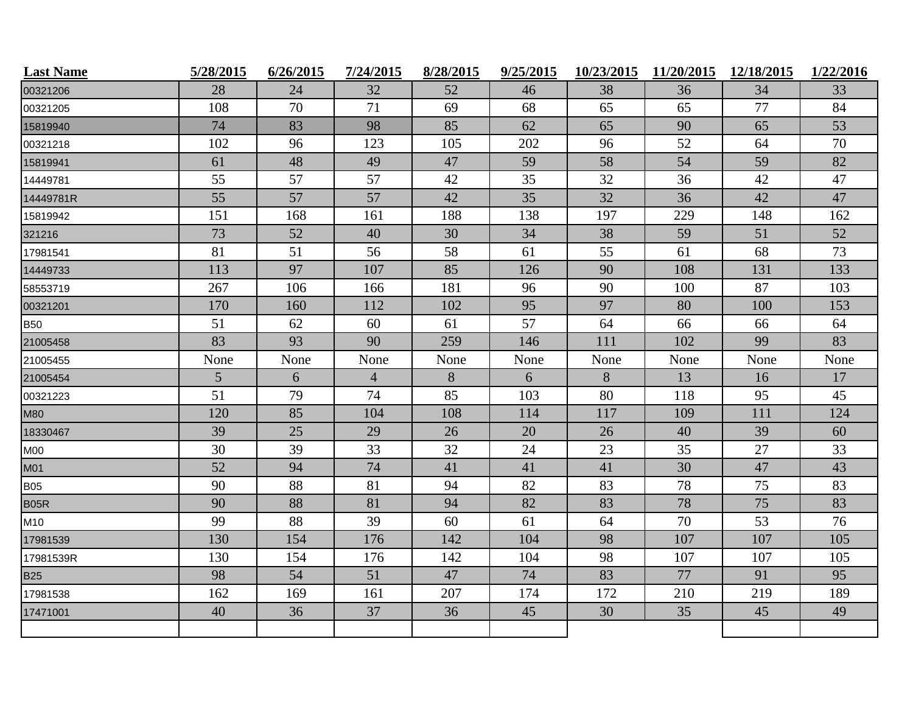| Last Name | 5/28/2015 | 6/26/2015 | 7/24/2015 | 8/28/2015 | 9/25/2015 | 10/23/2015 | 11/20/2015 | 12/18/2015 | 1/22/2016 |
|---|---|---|---|---|---|---|---|---|---|
| 00321206 | 28 | 24 | 32 | 52 | 46 | 38 | 36 | 34 | 33 |
| 00321205 | 108 | 70 | 71 | 69 | 68 | 65 | 65 | 77 | 84 |
| 15819940 | 74 | 83 | 98 | 85 | 62 | 65 | 90 | 65 | 53 |
| 00321218 | 102 | 96 | 123 | 105 | 202 | 96 | 52 | 64 | 70 |
| 15819941 | 61 | 48 | 49 | 47 | 59 | 58 | 54 | 59 | 82 |
| 14449781 | 55 | 57 | 57 | 42 | 35 | 32 | 36 | 42 | 47 |
| 14449781R | 55 | 57 | 57 | 42 | 35 | 32 | 36 | 42 | 47 |
| 15819942 | 151 | 168 | 161 | 188 | 138 | 197 | 229 | 148 | 162 |
| 321216 | 73 | 52 | 40 | 30 | 34 | 38 | 59 | 51 | 52 |
| 17981541 | 81 | 51 | 56 | 58 | 61 | 55 | 61 | 68 | 73 |
| 14449733 | 113 | 97 | 107 | 85 | 126 | 90 | 108 | 131 | 133 |
| 58553719 | 267 | 106 | 166 | 181 | 96 | 90 | 100 | 87 | 103 |
| 00321201 | 170 | 160 | 112 | 102 | 95 | 97 | 80 | 100 | 153 |
| B50 | 51 | 62 | 60 | 61 | 57 | 64 | 66 | 66 | 64 |
| 21005458 | 83 | 93 | 90 | 259 | 146 | 111 | 102 | 99 | 83 |
| 21005455 | None | None | None | None | None | None | None | None | None |
| 21005454 | 5 | 6 | 4 | 8 | 6 | 8 | 13 | 16 | 17 |
| 00321223 | 51 | 79 | 74 | 85 | 103 | 80 | 118 | 95 | 45 |
| M80 | 120 | 85 | 104 | 108 | 114 | 117 | 109 | 111 | 124 |
| 18330467 | 39 | 25 | 29 | 26 | 20 | 26 | 40 | 39 | 60 |
| M00 | 30 | 39 | 33 | 32 | 24 | 23 | 35 | 27 | 33 |
| M01 | 52 | 94 | 74 | 41 | 41 | 41 | 30 | 47 | 43 |
| B05 | 90 | 88 | 81 | 94 | 82 | 83 | 78 | 75 | 83 |
| B05R | 90 | 88 | 81 | 94 | 82 | 83 | 78 | 75 | 83 |
| M10 | 99 | 88 | 39 | 60 | 61 | 64 | 70 | 53 | 76 |
| 17981539 | 130 | 154 | 176 | 142 | 104 | 98 | 107 | 107 | 105 |
| 17981539R | 130 | 154 | 176 | 142 | 104 | 98 | 107 | 107 | 105 |
| B25 | 98 | 54 | 51 | 47 | 74 | 83 | 77 | 91 | 95 |
| 17981538 | 162 | 169 | 161 | 207 | 174 | 172 | 210 | 219 | 189 |
| 17471001 | 40 | 36 | 37 | 36 | 45 | 30 | 35 | 45 | 49 |
| | | | | | | | | | |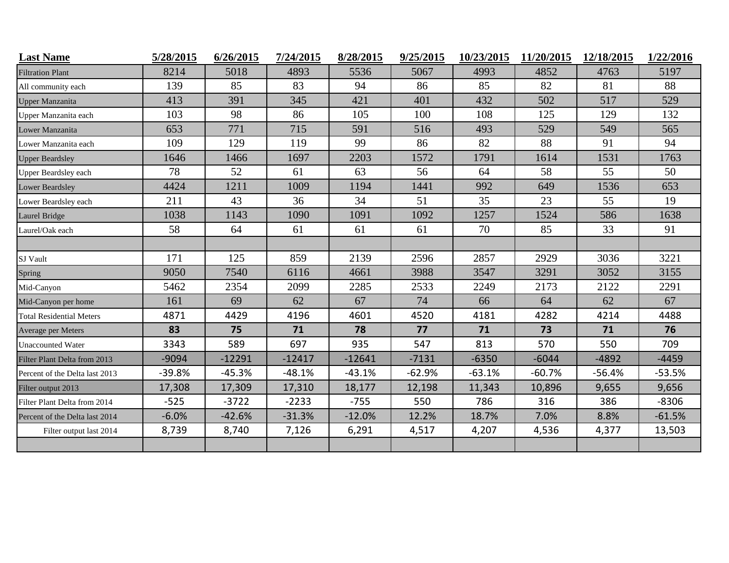| Last Name | 5/28/2015 | 6/26/2015 | 7/24/2015 | 8/28/2015 | 9/25/2015 | 10/23/2015 | 11/20/2015 | 12/18/2015 | 1/22/2016 |
|---|---|---|---|---|---|---|---|---|---|
| Filtration Plant | 8214 | 5018 | 4893 | 5536 | 5067 | 4993 | 4852 | 4763 | 5197 |
| All community each | 139 | 85 | 83 | 94 | 86 | 85 | 82 | 81 | 88 |
| Upper Manzanita | 413 | 391 | 345 | 421 | 401 | 432 | 502 | 517 | 529 |
| Upper Manzanita each | 103 | 98 | 86 | 105 | 100 | 108 | 125 | 129 | 132 |
| Lower Manzanita | 653 | 771 | 715 | 591 | 516 | 493 | 529 | 549 | 565 |
| Lower Manzanita each | 109 | 129 | 119 | 99 | 86 | 82 | 88 | 91 | 94 |
| Upper Beardsley | 1646 | 1466 | 1697 | 2203 | 1572 | 1791 | 1614 | 1531 | 1763 |
| Upper Beardsley each | 78 | 52 | 61 | 63 | 56 | 64 | 58 | 55 | 50 |
| Lower Beardsley | 4424 | 1211 | 1009 | 1194 | 1441 | 992 | 649 | 1536 | 653 |
| Lower Beardsley each | 211 | 43 | 36 | 34 | 51 | 35 | 23 | 55 | 19 |
| Laurel Bridge | 1038 | 1143 | 1090 | 1091 | 1092 | 1257 | 1524 | 586 | 1638 |
| Laurel/Oak each | 58 | 64 | 61 | 61 | 61 | 70 | 85 | 33 | 91 |
| | | | | | | | | | |
| SJ Vault | 171 | 125 | 859 | 2139 | 2596 | 2857 | 2929 | 3036 | 3221 |
| Spring | 9050 | 7540 | 6116 | 4661 | 3988 | 3547 | 3291 | 3052 | 3155 |
| Mid-Canyon | 5462 | 2354 | 2099 | 2285 | 2533 | 2249 | 2173 | 2122 | 2291 |
| Mid-Canyon per home | 161 | 69 | 62 | 67 | 74 | 66 | 64 | 62 | 67 |
| Total Residential Meters | 4871 | 4429 | 4196 | 4601 | 4520 | 4181 | 4282 | 4214 | 4488 |
| Average per Meters | **83** | **75** | **71** | **78** | **77** | **71** | **73** | **71** | **76** |
| Unaccounted Water | 3343 | 589 | 697 | 935 | 547 | 813 | 570 | 550 | 709 |
| Filter Plant Delta from 2013 | -9094 | -12291 | -12417 | -12641 | -7131 | -6350 | -6044 | -4892 | -4459 |
| Percent of the Delta last 2013 | -39.8% | -45.3% | -48.1% | -43.1% | -62.9% | -63.1% | -60.7% | -56.4% | -53.5% |
| Filter output 2013 | 17,308 | 17,309 | 17,310 | 18,177 | 12,198 | 11,343 | 10,896 | 9,655 | 9,656 |
| Filter Plant Delta from 2014 | -525 | -3722 | -2233 | -755 | 550 | 786 | 316 | 386 | -8306 |
| Percent of the Delta last 2014 | -6.0% | -42.6% | -31.3% | -12.0% | 12.2% | 18.7% | 7.0% | 8.8% | -61.5% |
| Filter output last 2014 | 8,739 | 8,740 | 7,126 | 6,291 | 4,517 | 4,207 | 4,536 | 4,377 | 13,503 |
| | | | | | | | | | |